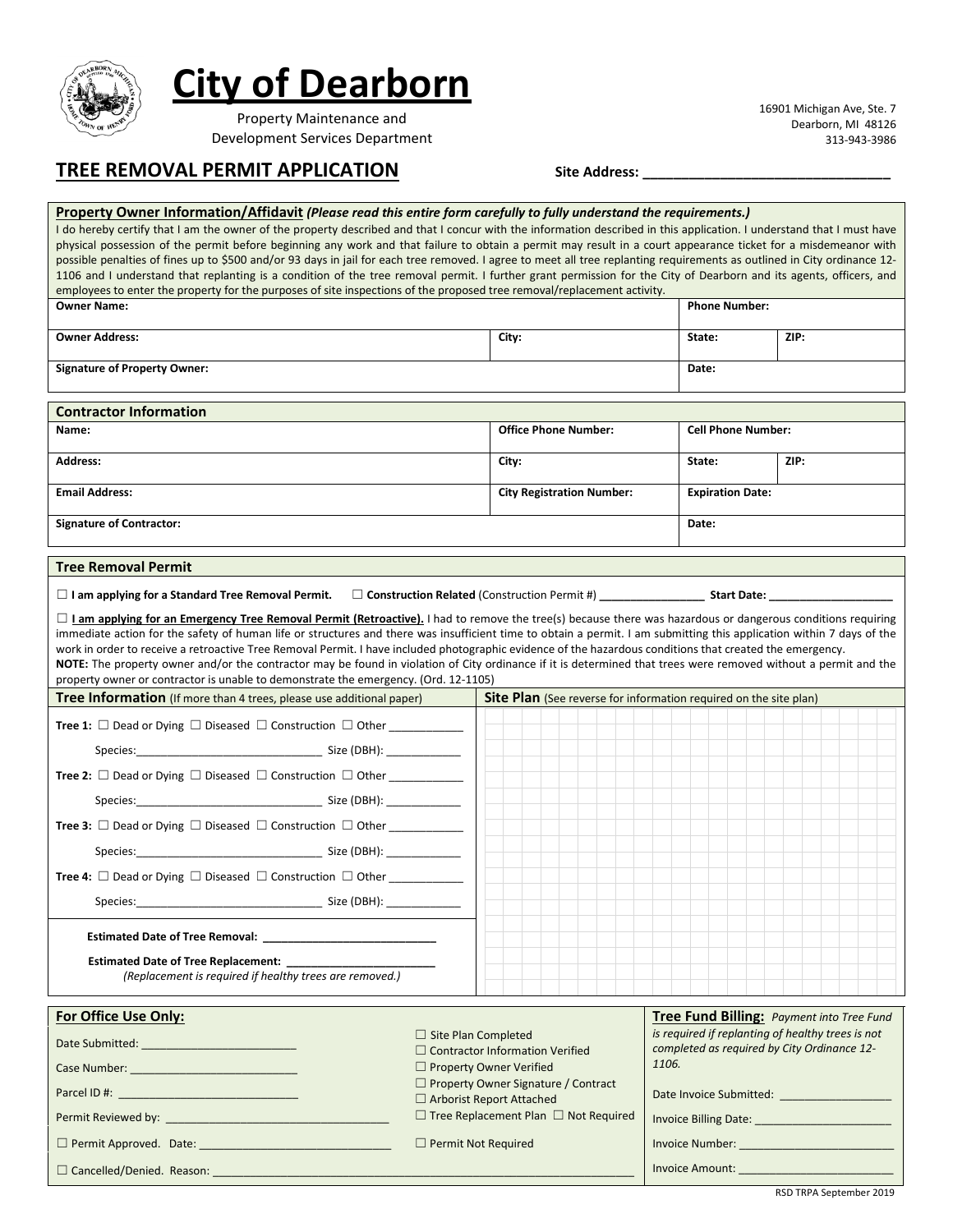# City of Dearborn

Property Maintenance and
Development Services Department

16901 Michigan Ave, Ste. 7
Dearborn, MI 48126
313-943-3986

## TREE REMOVAL PERMIT APPLICATION

**Site Address:** ______________________________

### Property Owner Information/Affidavit *(Please read this entire form carefully to fully understand the requirements.)*

I do hereby certify that I am the owner of the property described and that I concur with the information described in this application. I understand that I must have physical possession of the permit before beginning any work and that failure to obtain a permit may result in a court appearance ticket for a misdemeanor with possible penalties of fines up to $500 and/or 93 days in jail for each tree removed. I agree to meet all tree replanting requirements as outlined in City ordinance 12-1106 and I understand that replanting is a condition of the tree removal permit. I further grant permission for the City of Dearborn and its agents, officers, and employees to enter the property for the purposes of site inspections of the proposed tree removal/replacement activity.

| **Owner Name:** | | **Phone Number:** | |
|---|---|---|---|
| **Owner Address:** | **City:** | **State:** | **ZIP:** |
| **Signature of Property Owner:** | | **Date:** | |

### Contractor Information

| **Name:** | **Office Phone Number:** | **Cell Phone Number:** | |
|---|---|---|---|
| **Address:** | **City:** | **State:** | **ZIP:** |
| **Email Address:** | **City Registration Number:** | **Expiration Date:** | |
| **Signature of Contractor:** | | **Date:** | |

### Tree Removal Permit

☐ **I am applying for a Standard Tree Removal Permit.** ☐ **Construction Related** (Construction Permit #) ________________ **Start Date:** ____________________

☐ **I am applying for an Emergency Tree Removal Permit (Retroactive).** I had to remove the tree(s) because there was hazardous or dangerous conditions requiring immediate action for the safety of human life or structures and there was insufficient time to obtain a permit. I am submitting this application within 7 days of the work in order to receive a retroactive Tree Removal Permit. I have included photographic evidence of the hazardous conditions that created the emergency.

**NOTE:** The property owner and/or the contractor may be found in violation of City ordinance if it is determined that trees were removed without a permit and the property owner or contractor is unable to demonstrate the emergency. (Ord. 12-1105)

### Tree Information (If more than 4 trees, please use additional paper)

**Tree 1:** ☐ Dead or Dying ☐ Diseased ☐ Construction ☐ Other ___________

Species:______________________________ Size (DBH): ____________

**Tree 2:** ☐ Dead or Dying ☐ Diseased ☐ Construction ☐ Other ___________

Species:______________________________ Size (DBH): ____________

**Tree 3:** ☐ Dead or Dying ☐ Diseased ☐ Construction ☐ Other ___________

Species:______________________________ Size (DBH): ____________

**Tree 4:** ☐ Dead or Dying ☐ Diseased ☐ Construction ☐ Other ___________

Species:______________________________ Size (DBH): ____________

**Estimated Date of Tree Removal:** ____________________________

**Estimated Date of Tree Replacement:** ________________________

*(Replacement is required if healthy trees are removed.)*

### Site Plan (See reverse for information required on the site plan)

### For Office Use Only:

Date Submitted: _________________________

Case Number: ___________________________

Parcel ID #: _____________________________

Permit Reviewed by: ___________________________________

☐ Permit Approved. Date: _______________________________

☐ Cancelled/Denied. Reason: _____________________________________________________________________

☐ Site Plan Completed
☐ Contractor Information Verified
☐ Property Owner Verified
☐ Property Owner Signature / Contract
☐ Arborist Report Attached
☐ Tree Replacement Plan ☐ Not Required

☐ Permit Not Required

### Tree Fund Billing: *Payment into Tree Fund is required if replanting of healthy trees is not completed as required by City Ordinance 12-1106.*

Date Invoice Submitted: _________________

Invoice Billing Date: ______________________

Invoice Number: _________________________

Invoice Amount: _________________________

RSD TRPA September 2019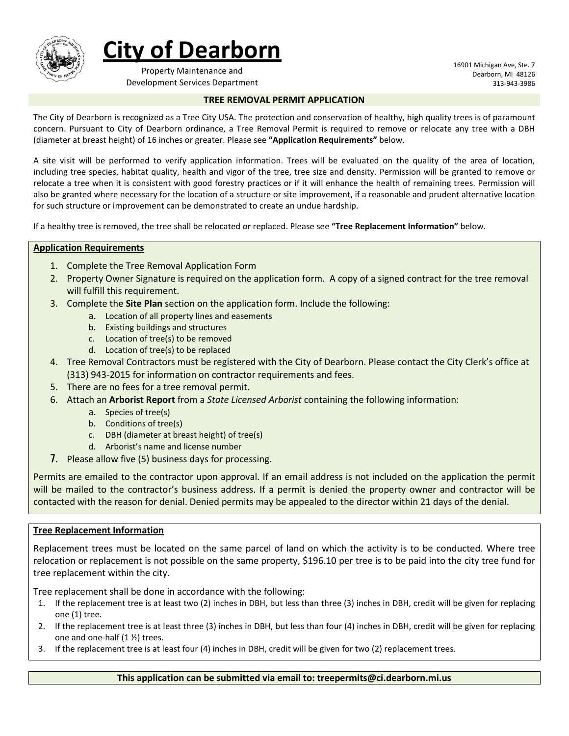# City of Dearborn

Property Maintenance and Development Services Department

16901 Michigan Ave, Ste. 7
Dearborn, MI 48126
313-943-3986

## TREE REMOVAL PERMIT APPLICATION

The City of Dearborn is recognized as a Tree City USA. The protection and conservation of healthy, high quality trees is of paramount concern. Pursuant to City of Dearborn ordinance, a Tree Removal Permit is required to remove or relocate any tree with a DBH (diameter at breast height) of 16 inches or greater. Please see **"Application Requirements"** below.

A site visit will be performed to verify application information. Trees will be evaluated on the quality of the area of location, including tree species, habitat quality, health and vigor of the tree, tree size and density. Permission will be granted to remove or relocate a tree when it is consistent with good forestry practices or if it will enhance the health of remaining trees. Permission will also be granted where necessary for the location of a structure or site improvement, if a reasonable and prudent alternative location for such structure or improvement can be demonstrated to create an undue hardship.

If a healthy tree is removed, the tree shall be relocated or replaced. Please see **"Tree Replacement Information"** below.

### Application Requirements

1. Complete the Tree Removal Application Form
2. Property Owner Signature is required on the application form. A copy of a signed contract for the tree removal will fulfill this requirement.
3. Complete the **Site Plan** section on the application form. Include the following:
   a. Location of all property lines and easements
   b. Existing buildings and structures
   c. Location of tree(s) to be removed
   d. Location of tree(s) to be replaced
4. Tree Removal Contractors must be registered with the City of Dearborn. Please contact the City Clerk's office at (313) 943-2015 for information on contractor requirements and fees.
5. There are no fees for a tree removal permit.
6. Attach an **Arborist Report** from a *State Licensed Arborist* containing the following information:
   a. Species of tree(s)
   b. Conditions of tree(s)
   c. DBH (diameter at breast height) of tree(s)
   d. Arborist's name and license number
7. Please allow five (5) business days for processing.

Permits are emailed to the contractor upon approval. If an email address is not included on the application the permit will be mailed to the contractor's business address. If a permit is denied the property owner and contractor will be contacted with the reason for denial. Denied permits may be appealed to the director within 21 days of the denial.

### Tree Replacement Information

Replacement trees must be located on the same parcel of land on which the activity is to be conducted. Where tree relocation or replacement is not possible on the same property, $196.10 per tree is to be paid into the city tree fund for tree replacement within the city.

Tree replacement shall be done in accordance with the following:

1. If the replacement tree is at least two (2) inches in DBH, but less than three (3) inches in DBH, credit will be given for replacing one (1) tree.
2. If the replacement tree is at least three (3) inches in DBH, but less than four (4) inches in DBH, credit will be given for replacing one and one-half (1 ½) trees.
3. If the replacement tree is at least four (4) inches in DBH, credit will be given for two (2) replacement trees.

**This application can be submitted via email to: treepermits@ci.dearborn.mi.us**